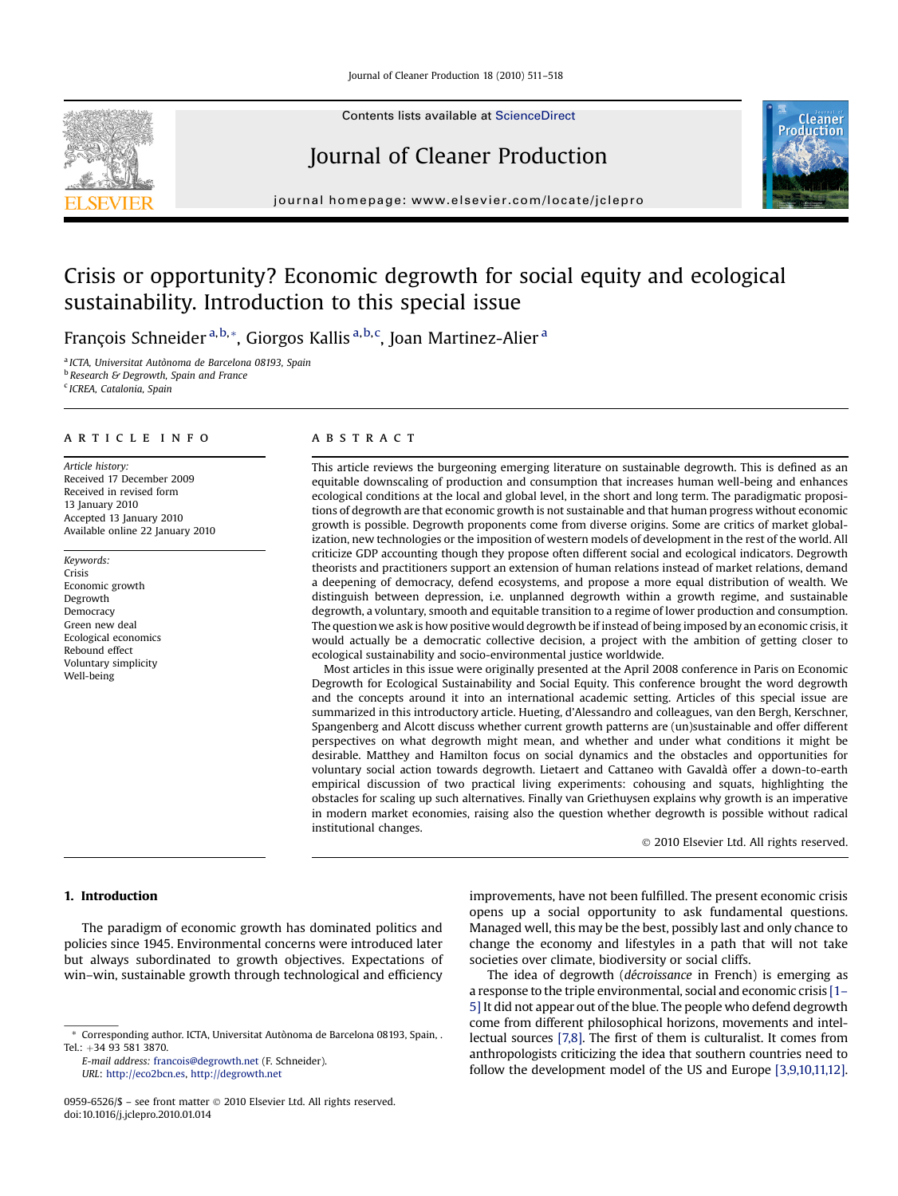# Crisis or opportunity? Economic degrowth for social equity and ecological sustainability. Introduction to this special issue

François Schneider [a,b,*], Giorgos Kallis [a,b,c], Joan Martinez-Alier [a]

[a] ICTA, Universitat Autônoma de Barcelona 08193, Spain
[b] Research & Degrowth, Spain and France
[c] ICREA, Catalonia, Spain

## ARTICLE INFO

*Article history:*
Received 17 December 2009
Received in revised form
13 January 2010
Accepted 13 January 2010
Available online 22 January 2010

*Keywords:*
Crisis
Economic growth
Degrowth
Democracy
Green new deal
Ecological economics
Rebound effect
Voluntary simplicity
Well-being

## ABSTRACT

This article reviews the burgeoning emerging literature on sustainable degrowth. This is defined as an equitable downscaling of production and consumption that increases human well-being and enhances ecological conditions at the local and global level, in the short and long term. The paradigmatic propositions of degrowth are that economic growth is not sustainable and that human progress without economic growth is possible. Degrowth proponents come from diverse origins. Some are critics of market globalization, new technologies or the imposition of western models of development in the rest of the world. All criticize GDP accounting though they propose often different social and ecological indicators. Degrowth theorists and practitioners support an extension of human relations instead of market relations, demand a deepening of democracy, defend ecosystems, and propose a more equal distribution of wealth. We distinguish between depression, i.e. unplanned degrowth within a growth regime, and sustainable degrowth, a voluntary, smooth and equitable transition to a regime of lower production and consumption. The question we ask is how positive would degrowth be if instead of being imposed by an economic crisis, it would actually be a democratic collective decision, a project with the ambition of getting closer to ecological sustainability and socio-environmental justice worldwide.

Most articles in this issue were originally presented at the April 2008 conference in Paris on Economic Degrowth for Ecological Sustainability and Social Equity. This conference brought the word degrowth and the concepts around it into an international academic setting. Articles of this special issue are summarized in this introductory article. Hueting, d'Alessandro and colleagues, van den Bergh, Kerschner, Spangenberg and Alcott discuss whether current growth patterns are (un)sustainable and offer different perspectives on what degrowth might mean, and whether and under what conditions it might be desirable. Matthey and Hamilton focus on social dynamics and the obstacles and opportunities for voluntary social action towards degrowth. Lietaert and Cattaneo with Gavaldà offer a down-to-earth empirical discussion of two practical living experiments: cohousing and squats, highlighting the obstacles for scaling up such alternatives. Finally van Griethuysen explains why growth is an imperative in modern market economies, raising also the question whether degrowth is possible without radical institutional changes.

© 2010 Elsevier Ltd. All rights reserved.

## 1. Introduction

The paradigm of economic growth has dominated politics and policies since 1945. Environmental concerns were introduced later but always subordinated to growth objectives. Expectations of win–win, sustainable growth through technological and efficiency improvements, have not been fulfilled. The present economic crisis opens up a social opportunity to ask fundamental questions. Managed well, this may be the best, possibly last and only chance to change the economy and lifestyles in a path that will not take societies over climate, biodiversity or social cliffs.

The idea of degrowth (*décroissance* in French) is emerging as a response to the triple environmental, social and economic crisis [1–5] It did not appear out of the blue. The people who defend degrowth come from different philosophical horizons, movements and intellectual sources [7,8]. The first of them is culturalist. It comes from anthropologists criticizing the idea that southern countries need to follow the development model of the US and Europe [3,9,10,11,12].

* Corresponding author. ICTA, Universitat Autònoma de Barcelona 08193, Spain, . Tel.: +34 93 581 3870.
E-mail address: francois@degrowth.net (F. Schneider).
URL: http://eco2bcn.es, http://degrowth.net

0959-6526/$ – see front matter © 2010 Elsevier Ltd. All rights reserved.
doi:10.1016/j.jclepro.2010.01.014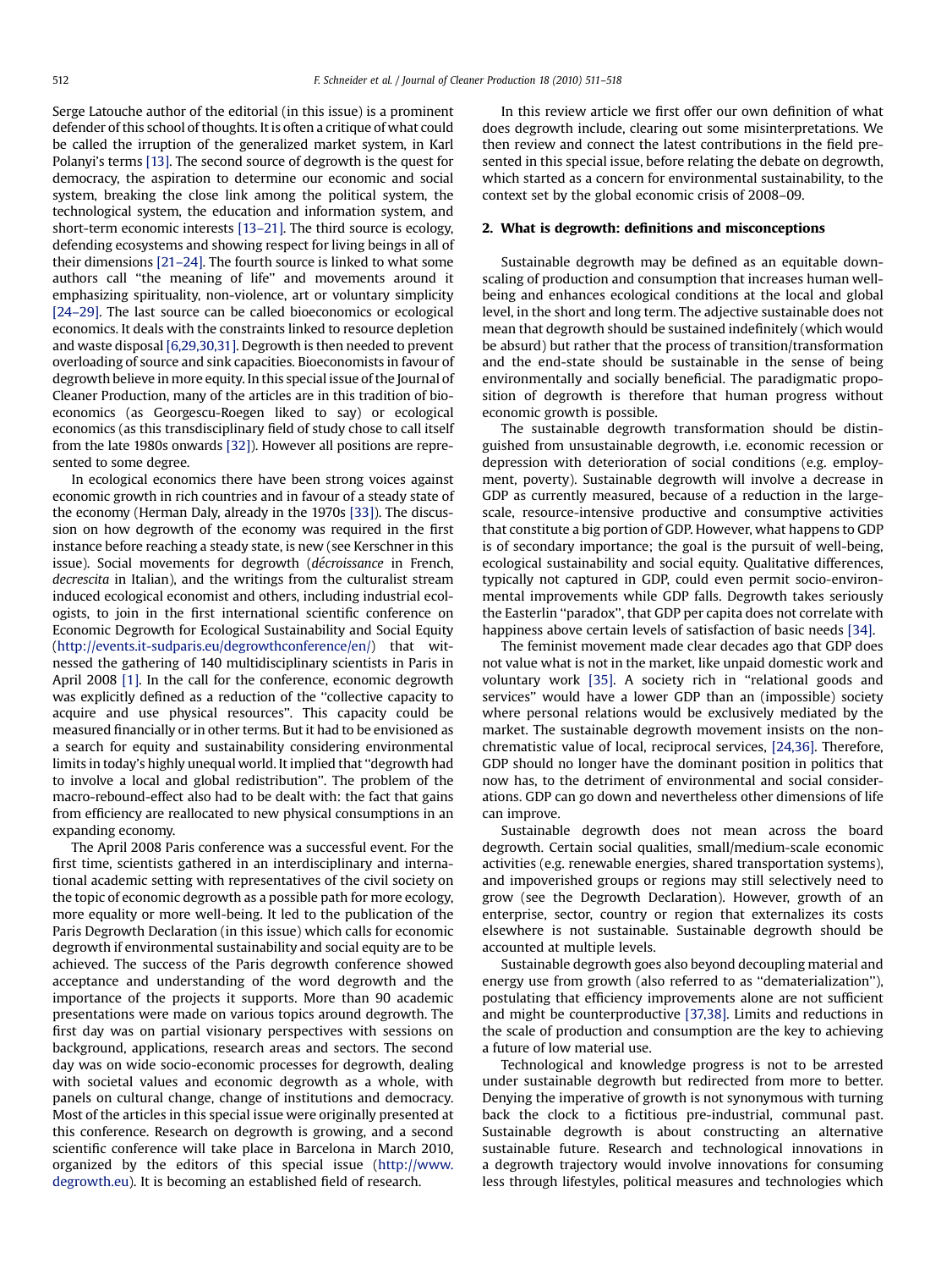Serge Latouche author of the editorial (in this issue) is a prominent defender of this school of thoughts. It is often a critique of what could be called the irruption of the generalized market system, in Karl Polanyi's terms [13]. The second source of degrowth is the quest for democracy, the aspiration to determine our economic and social system, breaking the close link among the political system, the technological system, the education and information system, and short-term economic interests [13–21]. The third source is ecology, defending ecosystems and showing respect for living beings in all of their dimensions [21–24]. The fourth source is linked to what some authors call "the meaning of life" and movements around it emphasizing spirituality, non-violence, art or voluntary simplicity [24–29]. The last source can be called bioeconomics or ecological economics. It deals with the constraints linked to resource depletion and waste disposal [6,29,30,31]. Degrowth is then needed to prevent overloading of source and sink capacities. Bioeconomists in favour of degrowth believe in more equity. In this special issue of the Journal of Cleaner Production, many of the articles are in this tradition of bioeconomics (as Georgescu-Roegen liked to say) or ecological economics (as this transdisciplinary field of study chose to call itself from the late 1980s onwards [32]). However all positions are represented to some degree.

In ecological economics there have been strong voices against economic growth in rich countries and in favour of a steady state of the economy (Herman Daly, already in the 1970s [33]). The discussion on how degrowth of the economy was required in the first instance before reaching a steady state, is new (see Kerschner in this issue). Social movements for degrowth (*décroissance* in French, *decrescita* in Italian), and the writings from the culturalist stream induced ecological economist and others, including industrial ecologists, to join in the first international scientific conference on Economic Degrowth for Ecological Sustainability and Social Equity (http://events.it-sudparis.eu/degrowthconference/en/) that witnessed the gathering of 140 multidisciplinary scientists in Paris in April 2008 [1]. In the call for the conference, economic degrowth was explicitly defined as a reduction of the "collective capacity to acquire and use physical resources". This capacity could be measured financially or in other terms. But it had to be envisioned as a search for equity and sustainability considering environmental limits in today's highly unequal world. It implied that "degrowth had to involve a local and global redistribution". The problem of the macro-rebound-effect also had to be dealt with: the fact that gains from efficiency are reallocated to new physical consumptions in an expanding economy.

The April 2008 Paris conference was a successful event. For the first time, scientists gathered in an interdisciplinary and international academic setting with representatives of the civil society on the topic of economic degrowth as a possible path for more ecology, more equality or more well-being. It led to the publication of the Paris Degrowth Declaration (in this issue) which calls for economic degrowth if environmental sustainability and social equity are to be achieved. The success of the Paris degrowth conference showed acceptance and understanding of the word degrowth and the importance of the projects it supports. More than 90 academic presentations were made on various topics around degrowth. The first day was on partial visionary perspectives with sessions on background, applications, research areas and sectors. The second day was on wide socio-economic processes for degrowth, dealing with societal values and economic degrowth as a whole, with panels on cultural change, change of institutions and democracy. Most of the articles in this special issue were originally presented at this conference. Research on degrowth is growing, and a second scientific conference will take place in Barcelona in March 2010, organized by the editors of this special issue (http://www.degrowth.eu). It is becoming an established field of research.

In this review article we first offer our own definition of what does degrowth include, clearing out some misinterpretations. We then review and connect the latest contributions in the field presented in this special issue, before relating the debate on degrowth, which started as a concern for environmental sustainability, to the context set by the global economic crisis of 2008–09.

## 2. What is degrowth: definitions and misconceptions

Sustainable degrowth may be defined as an equitable downscaling of production and consumption that increases human wellbeing and enhances ecological conditions at the local and global level, in the short and long term. The adjective sustainable does not mean that degrowth should be sustained indefinitely (which would be absurd) but rather that the process of transition/transformation and the end-state should be sustainable in the sense of being environmentally and socially beneficial. The paradigmatic proposition of degrowth is therefore that human progress without economic growth is possible.

The sustainable degrowth transformation should be distinguished from unsustainable degrowth, i.e. economic recession or depression with deterioration of social conditions (e.g. employment, poverty). Sustainable degrowth will involve a decrease in GDP as currently measured, because of a reduction in the large-scale, resource-intensive productive and consumptive activities that constitute a big portion of GDP. However, what happens to GDP is of secondary importance; the goal is the pursuit of well-being, ecological sustainability and social equity. Qualitative differences, typically not captured in GDP, could even permit socio-environmental improvements while GDP falls. Degrowth takes seriously the Easterlin "paradox", that GDP per capita does not correlate with happiness above certain levels of satisfaction of basic needs [34].

The feminist movement made clear decades ago that GDP does not value what is not in the market, like unpaid domestic work and voluntary work [35]. A society rich in "relational goods and services" would have a lower GDP than an (impossible) society where personal relations would be exclusively mediated by the market. The sustainable degrowth movement insists on the non-chrematistic value of local, reciprocal services, [24,36]. Therefore, GDP should no longer have the dominant position in politics that now has, to the detriment of environmental and social considerations. GDP can go down and nevertheless other dimensions of life can improve.

Sustainable degrowth does not mean across the board degrowth. Certain social qualities, small/medium-scale economic activities (e.g. renewable energies, shared transportation systems), and impoverished groups or regions may still selectively need to grow (see the Degrowth Declaration). However, growth of an enterprise, sector, country or region that externalizes its costs elsewhere is not sustainable. Sustainable degrowth should be accounted at multiple levels.

Sustainable degrowth goes also beyond decoupling material and energy use from growth (also referred to as "dematerialization"), postulating that efficiency improvements alone are not sufficient and might be counterproductive [37,38]. Limits and reductions in the scale of production and consumption are the key to achieving a future of low material use.

Technological and knowledge progress is not to be arrested under sustainable degrowth but redirected from more to better. Denying the imperative of growth is not synonymous with turning back the clock to a fictitious pre-industrial, communal past. Sustainable degrowth is about constructing an alternative sustainable future. Research and technological innovations in a degrowth trajectory would involve innovations for consuming less through lifestyles, political measures and technologies which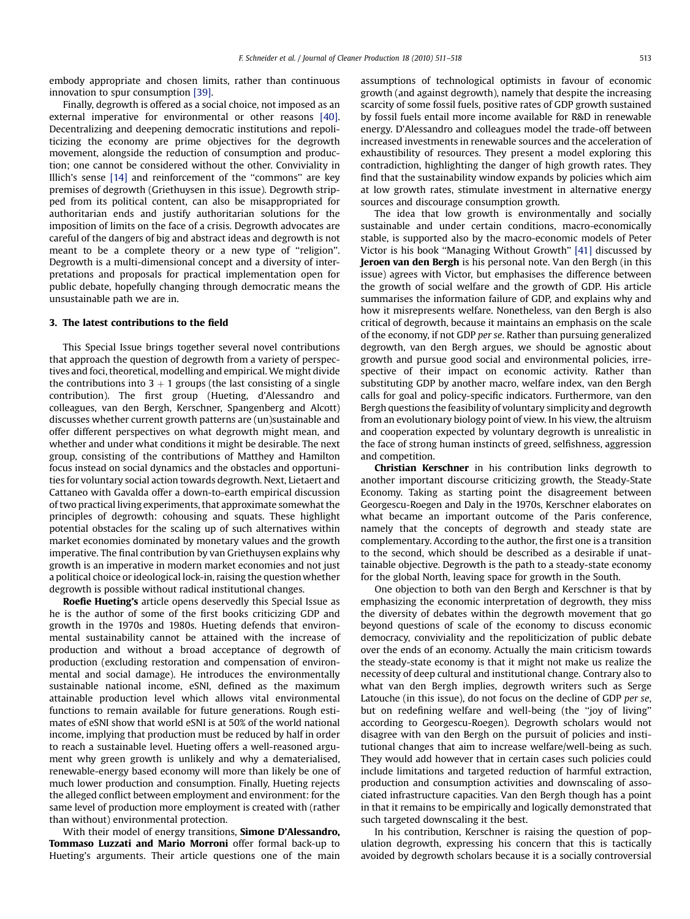embody appropriate and chosen limits, rather than continuous innovation to spur consumption [39].

Finally, degrowth is offered as a social choice, not imposed as an external imperative for environmental or other reasons [40]. Decentralizing and deepening democratic institutions and repoliticizing the economy are prime objectives for the degrowth movement, alongside the reduction of consumption and production; one cannot be considered without the other. Conviviality in Illich's sense [14] and reinforcement of the "commons" are key premises of degrowth (Griethuysen in this issue). Degrowth stripped from its political content, can also be misappropriated for authoritarian ends and justify authoritarian solutions for the imposition of limits on the face of a crisis. Degrowth advocates are careful of the dangers of big and abstract ideas and degrowth is not meant to be a complete theory or a new type of "religion". Degrowth is a multi-dimensional concept and a diversity of interpretations and proposals for practical implementation open for public debate, hopefully changing through democratic means the unsustainable path we are in.

## 3. The latest contributions to the field

This Special Issue brings together several novel contributions that approach the question of degrowth from a variety of perspectives and foci, theoretical, modelling and empirical. We might divide the contributions into 3 + 1 groups (the last consisting of a single contribution). The first group (Hueting, d'Alessandro and colleagues, van den Bergh, Kerschner, Spangenberg and Alcott) discusses whether current growth patterns are (un)sustainable and offer different perspectives on what degrowth might mean, and whether and under what conditions it might be desirable. The next group, consisting of the contributions of Matthey and Hamilton focus instead on social dynamics and the obstacles and opportunities for voluntary social action towards degrowth. Next, Lietaert and Cattaneo with Gavalda offer a down-to-earth empirical discussion of two practical living experiments, that approximate somewhat the principles of degrowth: cohousing and squats. These highlight potential obstacles for the scaling up of such alternatives within market economies dominated by monetary values and the growth imperative. The final contribution by van Griethuysen explains why growth is an imperative in modern market economies and not just a political choice or ideological lock-in, raising the question whether degrowth is possible without radical institutional changes.

**Roefie Hueting's** article opens deservedly this Special Issue as he is the author of some of the first books criticizing GDP and growth in the 1970s and 1980s. Hueting defends that environmental sustainability cannot be attained with the increase of production and without a broad acceptance of degrowth of production (excluding restoration and compensation of environmental and social damage). He introduces the environmentally sustainable national income, eSNI, defined as the maximum attainable production level which allows vital environmental functions to remain available for future generations. Rough estimates of eSNI show that world eSNI is at 50% of the world national income, implying that production must be reduced by half in order to reach a sustainable level. Hueting offers a well-reasoned argument why green growth is unlikely and why a dematerialised, renewable-energy based economy will more than likely be one of much lower production and consumption. Finally, Hueting rejects the alleged conflict between employment and environment: for the same level of production more employment is created with (rather than without) environmental protection.

With their model of energy transitions, **Simone D'Alessandro, Tommaso Luzzati and Mario Morroni** offer formal back-up to Hueting's arguments. Their article questions one of the main assumptions of technological optimists in favour of economic growth (and against degrowth), namely that despite the increasing scarcity of some fossil fuels, positive rates of GDP growth sustained by fossil fuels entail more income available for R&D in renewable energy. D'Alessandro and colleagues model the trade-off between increased investments in renewable sources and the acceleration of exhaustibility of resources. They present a model exploring this contradiction, highlighting the danger of high growth rates. They find that the sustainability window expands by policies which aim at low growth rates, stimulate investment in alternative energy sources and discourage consumption growth.

The idea that low growth is environmentally and socially sustainable and under certain conditions, macro-economically stable, is supported also by the macro-economic models of Peter Victor is his book "Managing Without Growth" [41] discussed by **Jeroen van den Bergh** is his personal note. Van den Bergh (in this issue) agrees with Victor, but emphasises the difference between the growth of social welfare and the growth of GDP. His article summarises the information failure of GDP, and explains why and how it misrepresents welfare. Nonetheless, van den Bergh is also critical of degrowth, because it maintains an emphasis on the scale of the economy, if not GDP *per se*. Rather than pursuing generalized degrowth, van den Bergh argues, we should be agnostic about growth and pursue good social and environmental policies, irrespective of their impact on economic activity. Rather than substituting GDP by another macro, welfare index, van den Bergh calls for goal and policy-specific indicators. Furthermore, van den Bergh questions the feasibility of voluntary simplicity and degrowth from an evolutionary biology point of view. In his view, the altruism and cooperation expected by voluntary degrowth is unrealistic in the face of strong human instincts of greed, selfishness, aggression and competition.

**Christian Kerschner** in his contribution links degrowth to another important discourse criticizing growth, the Steady-State Economy. Taking as starting point the disagreement between Georgescu-Roegen and Daly in the 1970s, Kerschner elaborates on what became an important outcome of the Paris conference, namely that the concepts of degrowth and steady state are complementary. According to the author, the first one is a transition to the second, which should be described as a desirable if unattainable objective. Degrowth is the path to a steady-state economy for the global North, leaving space for growth in the South.

One objection to both van den Bergh and Kerschner is that by emphasizing the economic interpretation of degrowth, they miss the diversity of debates within the degrowth movement that go beyond questions of scale of the economy to discuss economic democracy, conviviality and the repoliticization of public debate over the ends of an economy. Actually the main criticism towards the steady-state economy is that it might not make us realize the necessity of deep cultural and institutional change. Contrary also to what van den Bergh implies, degrowth writers such as Serge Latouche (in this issue), do not focus on the decline of GDP *per se*, but on redefining welfare and well-being (the "joy of living" according to Georgescu-Roegen). Degrowth scholars would not disagree with van den Bergh on the pursuit of policies and institutional changes that aim to increase welfare/well-being as such. They would add however that in certain cases such policies could include limitations and targeted reduction of harmful extraction, production and consumption activities and downscaling of associated infrastructure capacities. Van den Bergh though has a point in that it remains to be empirically and logically demonstrated that such targeted downscaling it the best.

In his contribution, Kerschner is raising the question of population degrowth, expressing his concern that this is tactically avoided by degrowth scholars because it is a socially controversial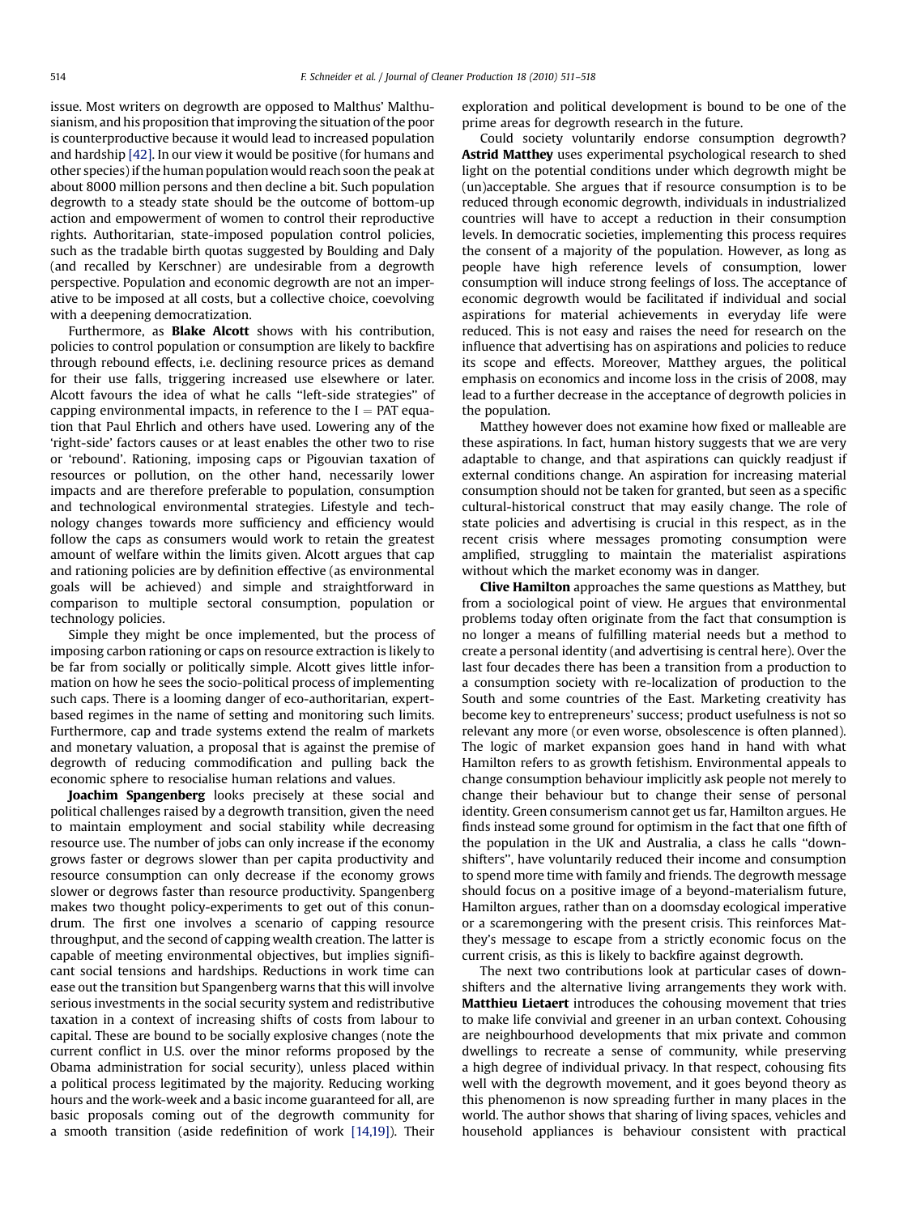issue. Most writers on degrowth are opposed to Malthus' Malthusianism, and his proposition that improving the situation of the poor is counterproductive because it would lead to increased population and hardship [42]. In our view it would be positive (for humans and other species) if the human population would reach soon the peak at about 8000 million persons and then decline a bit. Such population degrowth to a steady state should be the outcome of bottom-up action and empowerment of women to control their reproductive rights. Authoritarian, state-imposed population control policies, such as the tradable birth quotas suggested by Boulding and Daly (and recalled by Kerschner) are undesirable from a degrowth perspective. Population and economic degrowth are not an imperative to be imposed at all costs, but a collective choice, coevolving with a deepening democratization.

Furthermore, as **Blake Alcott** shows with his contribution, policies to control population or consumption are likely to backfire through rebound effects, i.e. declining resource prices as demand for their use falls, triggering increased use elsewhere or later. Alcott favours the idea of what he calls "left-side strategies" of capping environmental impacts, in reference to the $I = PAT$ equation that Paul Ehrlich and others have used. Lowering any of the 'right-side' factors causes or at least enables the other two to rise or 'rebound'. Rationing, imposing caps or Pigouvian taxation of resources or pollution, on the other hand, necessarily lower impacts and are therefore preferable to population, consumption and technological environmental strategies. Lifestyle and technology changes towards more sufficiency and efficiency would follow the caps as consumers would work to retain the greatest amount of welfare within the limits given. Alcott argues that cap and rationing policies are by definition effective (as environmental goals will be achieved) and simple and straightforward in comparison to multiple sectoral consumption, population or technology policies.

Simple they might be once implemented, but the process of imposing carbon rationing or caps on resource extraction is likely to be far from socially or politically simple. Alcott gives little information on how he sees the socio-political process of implementing such caps. There is a looming danger of eco-authoritarian, expert-based regimes in the name of setting and monitoring such limits. Furthermore, cap and trade systems extend the realm of markets and monetary valuation, a proposal that is against the premise of degrowth of reducing commodification and pulling back the economic sphere to resocialize human relations and values.

**Joachim Spangenberg** looks precisely at these social and political challenges raised by a degrowth transition, given the need to maintain employment and social stability while decreasing resource use. The number of jobs can only increase if the economy grows faster or degrows slower than per capita productivity and resource consumption can only decrease if the economy grows slower or degrows faster than resource productivity. Spangenberg makes two thought policy-experiments to get out of this conundrum. The first one involves a scenario of capping resource throughput, and the second of capping wealth creation. The latter is capable of meeting environmental objectives, but implies significant social tensions and hardships. Reductions in work time can ease out the transition but Spangenberg warns that this will involve serious investments in the social security system and redistributive taxation in a context of increasing shifts of costs from labour to capital. These are bound to be socially explosive changes (note the current conflict in U.S. over the minor reforms proposed by the Obama administration for social security), unless placed within a political process legitimated by the majority. Reducing working hours and the work-week and a basic income guaranteed for all, are basic proposals coming out of the degrowth community for a smooth transition (aside redefinition of work [14,19]). Their exploration and political development is bound to be one of the prime areas for degrowth research in the future.

Could society voluntarily endorse consumption degrowth? **Astrid Matthey** uses experimental psychological research to shed light on the potential conditions under which degrowth might be (un)acceptable. She argues that if resource consumption is to be reduced through economic degrowth, individuals in industrialized countries will have to accept a reduction in their consumption levels. In democratic societies, implementing this process requires the consent of a majority of the population. However, as long as people have high reference levels of consumption, lower consumption will induce strong feelings of loss. The acceptance of economic degrowth would be facilitated if individual and social aspirations for material achievements in everyday life were reduced. This is not easy and raises the need for research on the influence that advertising has on aspirations and policies to reduce its scope and effects. Moreover, Matthey argues, the political emphasis on economics and income loss in the crisis of 2008, may lead to a further decrease in the acceptance of degrowth policies in the population.

Matthey however does not examine how fixed or malleable are these aspirations. In fact, human history suggests that we are very adaptable to change, and that aspirations can quickly readjust if external conditions change. An aspiration for increasing material consumption should not be taken for granted, but seen as a specific cultural-historical construct that may easily change. The role of state policies and advertising is crucial in this respect, as in the recent crisis where messages promoting consumption were amplified, struggling to maintain the materialist aspirations without which the market economy was in danger.

**Clive Hamilton** approaches the same questions as Matthey, but from a sociological point of view. He argues that environmental problems today often originate from the fact that consumption is no longer a means of fulfilling material needs but a method to create a personal identity (and advertising is central here). Over the last four decades there has been a transition from a production to a consumption society with re-localization of production to the South and some countries of the East. Marketing creativity has become key to entrepreneurs' success; product usefulness is not so relevant any more (or even worse, obsolescence is often planned). The logic of market expansion goes hand in hand with what Hamilton refers to as growth fetishism. Environmental appeals to change consumption behaviour implicitly ask people not merely to change their behaviour but to change their sense of personal identity. Green consumerism cannot get us far, Hamilton argues. He finds instead some ground for optimism in the fact that one fifth of the population in the UK and Australia, a class he calls "downshifters", have voluntarily reduced their income and consumption to spend more time with family and friends. The degrowth message should focus on a positive image of a beyond-materialism future, Hamilton argues, rather than on a doomsday ecological imperative or a scaremongering with the present crisis. This reinforces Matthey's message to escape from a strictly economic focus on the current crisis, as this is likely to backfire against degrowth.

The next two contributions look at particular cases of downshifters and the alternative living arrangements they work with. **Matthieu Lietaert** introduces the cohousing movement that tries to make life convivial and greener in an urban context. Cohousing are neighbourhood developments that mix private and common dwellings to recreate a sense of community, while preserving a high degree of individual privacy. In that respect, cohousing fits well with the degrowth movement, and it goes beyond theory as this phenomenon is now spreading further in many places in the world. The author shows that sharing of living spaces, vehicles and household appliances is behaviour consistent with practical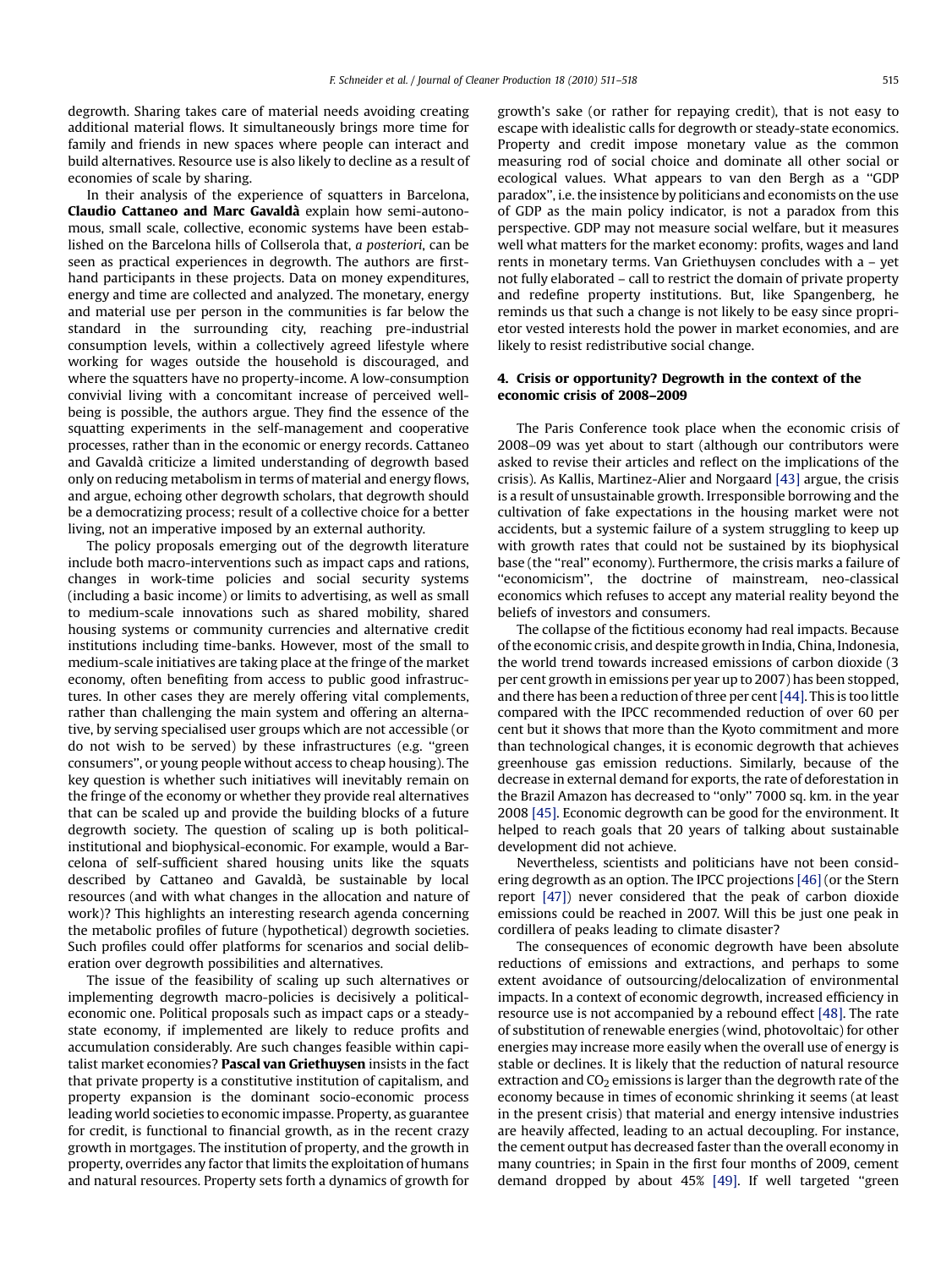degrowth. Sharing takes care of material needs avoiding creating additional material flows. It simultaneously brings more time for family and friends in new spaces where people can interact and build alternatives. Resource use is also likely to decline as a result of economies of scale by sharing.

In their analysis of the experience of squatters in Barcelona, **Claudio Cattaneo and Marc Gavaldà** explain how semi-autonomous, small scale, collective, economic systems have been established on the Barcelona hills of Collserola that, *a posteriori*, can be seen as practical experiences in degrowth. The authors are first-hand participants in these projects. Data on money expenditures, energy and time are collected and analyzed. The monetary, energy and material use per person in the communities is far below the standard in the surrounding city, reaching pre-industrial consumption levels, within a collectively agreed lifestyle where working for wages outside the household is discouraged, and where the squatters have no property-income. A low-consumption convivial living with a concomitant increase of perceived well-being is possible, the authors argue. They find the essence of the squatting experiments in the self-management and cooperative processes, rather than in the economic or energy records. Cattaneo and Gavaldà criticize a limited understanding of degrowth based only on reducing metabolism in terms of material and energy flows, and argue, echoing other degrowth scholars, that degrowth should be a democratizing process; result of a collective choice for a better living, not an imperative imposed by an external authority.

The policy proposals emerging out of the degrowth literature include both macro-interventions such as impact caps and rations, changes in work-time policies and social security systems (including a basic income) or limits to advertising, as well as small to medium-scale innovations such as shared mobility, shared housing systems or community currencies and alternative credit institutions including time-banks. However, most of the small to medium-scale initiatives are taking place at the fringe of the market economy, often benefiting from access to public good infrastructures. In other cases they are merely offering vital complements, rather than challenging the main system and offering an alternative, by serving specialised user groups which are not accessible (or do not wish to be served) by these infrastructures (e.g. "green consumers", or young people without access to cheap housing). The key question is whether such initiatives will inevitably remain on the fringe of the economy or whether they provide real alternatives that can be scaled up and provide the building blocks of a future degrowth society. The question of scaling up is both political-institutional and biophysical-economic. For example, would a Barcelona of self-sufficient shared housing units like the squats described by Cattaneo and Gavaldà, be sustainable by local resources (and with what changes in the allocation and nature of work)? This highlights an interesting research agenda concerning the metabolic profiles of future (hypothetical) degrowth societies. Such profiles could offer platforms for scenarios and social deliberation over degrowth possibilities and alternatives.

The issue of the feasibility of scaling up such alternatives or implementing degrowth macro-policies is decisively a political-economic one. Political proposals such as impact caps or a steady-state economy, if implemented are likely to reduce profits and accumulation considerably. Are such changes feasible within capitalist market economies? **Pascal van Griethuysen** insists in the fact that private property is a constitutive institution of capitalism, and property expansion is the dominant socio-economic process leading world societies to economic impasse. Property, as guarantee for credit, is functional to financial growth, as in the recent crazy growth in mortgages. The institution of property, and the growth in property, overrides any factor that limits the exploitation of humans and natural resources. Property sets forth a dynamics of growth for growth's sake (or rather for repaying credit), that is not easy to escape with idealistic calls for degrowth or steady-state economics. Property and credit impose monetary value as the common measuring rod of social choice and dominate all other social or ecological values. What appears to van den Bergh as a "GDP paradox", i.e. the insistence by politicians and economists on the use of GDP as the main policy indicator, is not a paradox from this perspective. GDP may not measure social welfare, but it measures well what matters for the market economy: profits, wages and land rents in monetary terms. Van Griethuysen concludes with a – yet not fully elaborated – call to restrict the domain of private property and redefine property institutions. But, like Spangenberg, he reminds us that such a change is not likely to be easy since proprietor vested interests hold the power in market economies, and are likely to resist redistributive social change.

## 4. Crisis or opportunity? Degrowth in the context of the economic crisis of 2008–2009

The Paris Conference took place when the economic crisis of 2008–09 was yet about to start (although our contributors were asked to revise their articles and reflect on the implications of the crisis). As Kallis, Martinez-Alier and Norgaard [43] argue, the crisis is a result of unsustainable growth. Irresponsible borrowing and the cultivation of fake expectations in the housing market were not accidents, but a systemic failure of a system struggling to keep up with growth rates that could not be sustained by its biophysical base (the "real" economy). Furthermore, the crisis marks a failure of "economicism", the doctrine of mainstream, neo-classical economics which refuses to accept any material reality beyond the beliefs of investors and consumers.

The collapse of the fictitious economy had real impacts. Because of the economic crisis, and despite growth in India, China, Indonesia, the world trend towards increased emissions of carbon dioxide (3 per cent growth in emissions per year up to 2007) has been stopped, and there has been a reduction of three per cent [44]. This is too little compared with the IPCC recommended reduction of over 60 per cent but it shows that more than the Kyoto commitment and more than technological changes, it is economic degrowth that achieves greenhouse gas emission reductions. Similarly, because of the decrease in external demand for exports, the rate of deforestation in the Brazil Amazon has decreased to "only" 7000 sq. km. in the year 2008 [45]. Economic degrowth can be good for the environment. It helped to reach goals that 20 years of talking about sustainable development did not achieve.

Nevertheless, scientists and politicians have not been considering degrowth as an option. The IPCC projections [46] (or the Stern report [47]) never considered that the peak of carbon dioxide emissions could be reached in 2007. Will this be just one peak in cordillera of peaks leading to climate disaster?

The consequences of economic degrowth have been absolute reductions of emissions and extractions, and perhaps to some extent avoidance of outsourcing/delocalization of environmental impacts. In a context of economic degrowth, increased efficiency in resource use is not accompanied by a rebound effect [48]. The rate of substitution of renewable energies (wind, photovoltaic) for other energies may increase more easily when the overall use of energy is stable or declines. It is likely that the reduction of natural resource extraction and $CO_2$ emissions is larger than the degrowth rate of the economy because in times of economic shrinking it seems (at least in the present crisis) that material and energy intensive industries are heavily affected, leading to an actual decoupling. For instance, the cement output has decreased faster than the overall economy in many countries; in Spain in the first four months of 2009, cement demand dropped by about 45% [49]. If well targeted "green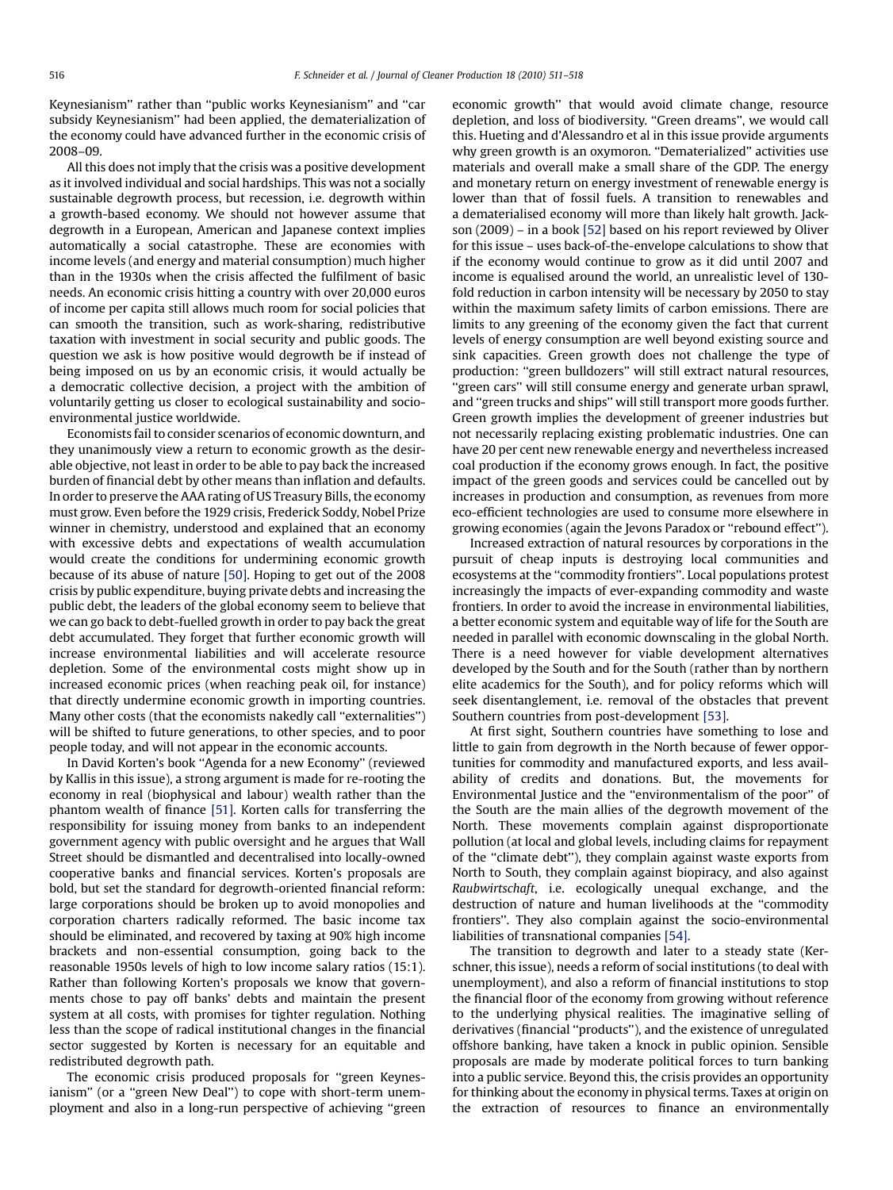Keynesianism'' rather than ''public works Keynesianism'' and ''car subsidy Keynesianism'' had been applied, the dematerialization of the economy could have advanced further in the economic crisis of 2008–09.

All this does not imply that the crisis was a positive development as it involved individual and social hardships. This was not a socially sustainable degrowth process, but recession, i.e. degrowth within a growth-based economy. We should not however assume that degrowth in a European, American and Japanese context implies automatically a social catastrophe. These are economies with income levels (and energy and material consumption) much higher than in the 1930s when the crisis affected the fulfilment of basic needs. An economic crisis hitting a country with over 20,000 euros of income per capita still allows much room for social policies that can smooth the transition, such as work-sharing, redistributive taxation with investment in social security and public goods. The question we ask is how positive would degrowth be if instead of being imposed on us by an economic crisis, it would actually be a democratic collective decision, a project with the ambition of voluntarily getting us closer to ecological sustainability and socio-environmental justice worldwide.

Economists fail to consider scenarios of economic downturn, and they unanimously view a return to economic growth as the desirable objective, not least in order to be able to pay back the increased burden of financial debt by other means than inflation and defaults. In order to preserve the AAA rating of US Treasury Bills, the economy must grow. Even before the 1929 crisis, Frederick Soddy, Nobel Prize winner in chemistry, understood and explained that an economy with excessive debts and expectations of wealth accumulation would create the conditions for undermining economic growth because of its abuse of nature [50]. Hoping to get out of the 2008 crisis by public expenditure, buying private debts and increasing the public debt, the leaders of the global economy seem to believe that we can go back to debt-fuelled growth in order to pay back the great debt accumulated. They forget that further economic growth will increase environmental liabilities and will accelerate resource depletion. Some of the environmental costs might show up in increased economic prices (when reaching peak oil, for instance) that directly undermine economic growth in importing countries. Many other costs (that the economists nakedly call ''externalities'') will be shifted to future generations, to other species, and to poor people today, and will not appear in the economic accounts.

In David Korten's book ''Agenda for a new Economy'' (reviewed by Kallis in this issue), a strong argument is made for re-rooting the economy in real (biophysical and labour) wealth rather than the phantom wealth of finance [51]. Korten calls for transferring the responsibility for issuing money from banks to an independent government agency with public oversight and he argues that Wall Street should be dismantled and decentralised into locally-owned cooperative banks and financial services. Korten's proposals are bold, but set the standard for degrowth-oriented financial reform: large corporations should be broken up to avoid monopolies and corporation charters radically reformed. The basic income tax should be eliminated, and recovered by taxing at 90% high income brackets and non-essential consumption, going back to the reasonable 1950s levels of high to low income salary ratios (15:1). Rather than following Korten's proposals we know that governments chose to pay off banks' debts and maintain the present system at all costs, with promises for tighter regulation. Nothing less than the scope of radical institutional changes in the financial sector suggested by Korten is necessary for an equitable and redistributed degrowth path.

The economic crisis produced proposals for ''green Keynesianism'' (or a ''green New Deal'') to cope with short-term unemployment and also in a long-run perspective of achieving ''green economic growth'' that would avoid climate change, resource depletion, and loss of biodiversity. ''Green dreams'', we would call this. Hueting and d'Alessandro et al in this issue provide arguments why green growth is an oxymoron. ''Dematerialized'' activities use materials and overall make a small share of the GDP. The energy and monetary return on energy investment of renewable energy is lower than that of fossil fuels. A transition to renewables and a dematerialised economy will more than likely halt growth. Jackson (2009) – in a book [52] based on his report reviewed by Oliver for this issue – uses back-of-the-envelope calculations to show that if the economy would continue to grow as it did until 2007 and income is equalised around the world, an unrealistic level of 130-fold reduction in carbon intensity will be necessary by 2050 to stay within the maximum safety limits of carbon emissions. There are limits to any greening of the economy given the fact that current levels of energy consumption are well beyond existing source and sink capacities. Green growth does not challenge the type of production: ''green bulldozers'' will still extract natural resources, ''green cars'' will still consume energy and generate urban sprawl, and ''green trucks and ships'' will still transport more goods further. Green growth implies the development of greener industries but not necessarily replacing existing problematic industries. One can have 20 per cent new renewable energy and nevertheless increased coal production if the economy grows enough. In fact, the positive impact of the green goods and services could be cancelled out by increases in production and consumption, as revenues from more eco-efficient technologies are used to consume more elsewhere in growing economies (again the Jevons Paradox or ''rebound effect'').

Increased extraction of natural resources by corporations in the pursuit of cheap inputs is destroying local communities and ecosystems at the ''commodity frontiers''. Local populations protest increasingly the impacts of ever-expanding commodity and waste frontiers. In order to avoid the increase in environmental liabilities, a better economic system and equitable way of life for the South are needed in parallel with economic downscaling in the global North. There is a need however for viable development alternatives developed by the South and for the South (rather than by northern elite academics for the South), and for policy reforms which will seek disentanglement, i.e. removal of the obstacles that prevent Southern countries from post-development [53].

At first sight, Southern countries have something to lose and little to gain from degrowth in the North because of fewer opportunities for commodity and manufactured exports, and less availability of credits and donations. But, the movements for Environmental Justice and the ''environmentalism of the poor'' of the South are the main allies of the degrowth movement of the North. These movements complain against disproportionate pollution (at local and global levels, including claims for repayment of the ''climate debt''), they complain against waste exports from North to South, they complain against biopiracy, and also against *Raubwirtschaft*, i.e. ecologically unequal exchange, and the destruction of nature and human livelihoods at the ''commodity frontiers''. They also complain against the socio-environmental liabilities of transnational companies [54].

The transition to degrowth and later to a steady state (Kerschner, this issue), needs a reform of social institutions (to deal with unemployment), and also a reform of financial institutions to stop the financial floor of the economy from growing without reference to the underlying physical realities. The imaginative selling of derivatives (financial ''products''), and the existence of unregulated offshore banking, have taken a knock in public opinion. Sensible proposals are made by moderate political forces to turn banking into a public service. Beyond this, the crisis provides an opportunity for thinking about the economy in physical terms. Taxes at origin on the extraction of resources to finance an environmentally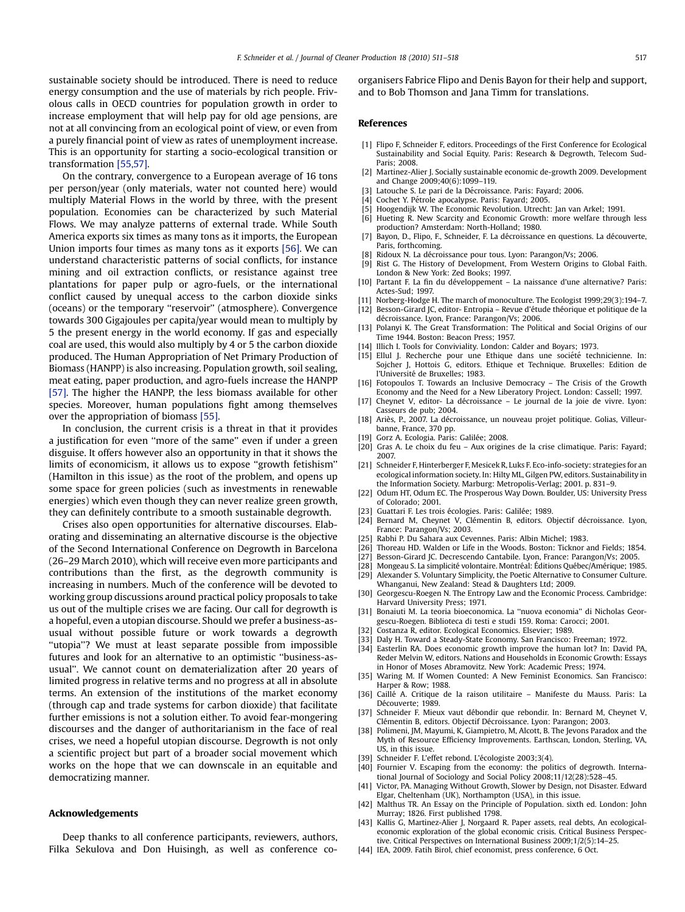sustainable society should be introduced. There is need to reduce energy consumption and the use of materials by rich people. Frivolous calls in OECD countries for population growth in order to increase employment that will help pay for old age pensions, are not at all convincing from an ecological point of view, or even from a purely financial point of view as rates of unemployment increase. This is an opportunity for starting a socio-ecological transition or transformation [55,57].

On the contrary, convergence to a European average of 16 tons per person/year (only materials, water not counted here) would multiply Material Flows in the world by three, with the present population. Economies can be characterized by such Material Flows. We may analyze patterns of external trade. While South America exports six times as many tons as it imports, the European Union imports four times as many tons as it exports [56]. We can understand characteristic patterns of social conflicts, for instance mining and oil extraction conflicts, or resistance against tree plantations for paper pulp or agro-fuels, or the international conflict caused by unequal access to the carbon dioxide sinks (oceans) or the temporary "reservoir" (atmosphere). Convergence towards 300 Gigajoules per capita/year would mean to multiply by 5 the present energy in the world economy. If gas and especially coal are used, this would also multiply by 4 or 5 the carbon dioxide produced. The Human Appropriation of Net Primary Production of Biomass (HANPP) is also increasing. Population growth, soil sealing, meat eating, paper production, and agro-fuels increase the HANPP [57]. The higher the HANPP, the less biomass available for other species. Moreover, human populations fight among themselves over the appropriation of biomass [55].

In conclusion, the current crisis is a threat in that it provides a justification for even "more of the same" even if under a green disguise. It offers however also an opportunity in that it shows the limits of economicism, it allows us to expose "growth fetishism" (Hamilton in this issue) as the root of the problem, and opens up some space for green policies (such as investments in renewable energies) which even though they can never realize green growth, they can definitely contribute to a smooth sustainable degrowth.

Crises also open opportunities for alternative discourses. Elaborating and disseminating an alternative discourse is the objective of the Second International Conference on Degrowth in Barcelona (26–29 March 2010), which will receive even more participants and contributions than the first, as the degrowth community is increasing in numbers. Much of the conference will be devoted to working group discussions around practical policy proposals to take us out of the multiple crises we are facing. Our call for degrowth is a hopeful, even a utopian discourse. Should we prefer a business-as-usual without possible future or work towards a degrowth "utopia"? We must at least separate possible from impossible futures and look for an alternative to an optimistic "business-as-usual". We cannot count on dematerialization after 20 years of limited progress in relative terms and no progress at all in absolute terms. An extension of the institutions of the market economy (through cap and trade systems for carbon dioxide) that facilitate further emissions is not a solution either. To avoid fear-mongering discourses and the danger of authoritarianism in the face of real crises, we need a hopeful utopian discourse. Degrowth is not only a scientific project but part of a broader social movement which works on the hope that we can downscale in an equitable and democratizing manner.

## Acknowledgements

Deep thanks to all conference participants, reviewers, authors, Filka Sekulova and Don Huisingh, as well as conference co-organisers Fabrice Flipo and Denis Bayon for their help and support, and to Bob Thomson and Jana Timm for translations.

## References

[1] Flipo F, Schneider F, editors. Proceedings of the First Conference for Ecological Sustainability and Social Equity. Paris: Research & Degrowth, Telecom Sud-Paris; 2008.
[2] Martinez-Alier J. Socially sustainable economic de-growth 2009. Development and Change 2009;40(6):1099–119.
[3] Latouche S. Le pari de la Décroissance. Paris: Fayard; 2006.
[4] Cochet Y. Pétrole apocalypse. Paris: Fayard; 2005.
[5] Hoogendijk W. The Economic Revolution. Utrecht: Jan van Arkel; 1991.
[6] Hueting R. New Scarcity and Economic Growth: more welfare through less production? Amsterdam: North-Holland; 1980.
[7] Bayon, D., Flipo, F., Schneider, F. La décroissance en questions. La découverte, Paris, forthcoming.
[8] Ridoux N. La décroissance pour tous. Lyon: Parangon/Vs; 2006.
[9] Rist G. The History of Development, From Western Origins to Global Faith. London & New York: Zed Books; 1997.
[10] Partant F. La fin du développement – La naissance d'une alternative? Paris: Actes-Sud; 1997.
[11] Norberg-Hodge H. The march of monoculture. The Ecologist 1999;29(3):194–7.
[12] Besson-Girard JC, editor- Entropia – Revue d'étude théorique et politique de la décroissance. Lyon, France: Parangon/Vs; 2006.
[13] Polanyi K. The Great Transformation: The Political and Social Origins of our Time 1944. Boston: Beacon Press; 1957.
[14] Illich I. Tools for Conviviality. London: Calder and Boyars; 1973.
[15] Ellul J. Recherche pour une Ethique dans une société technicienne. In: Sojcher J, Hottois G, editors. Ethique et Technique. Bruxelles: Edition de l'Université de Bruxelles; 1983.
[16] Fotopoulos T. Towards an Inclusive Democracy – The Crisis of the Growth Economy and the Need for a New Liberatory Project. London: Cassell; 1997.
[17] Cheynet V, editor- La décroissance – Le journal de la joie de vivre. Lyon: Casseurs de pub; 2004.
[18] Ariès, P., 2007. La décroissance, un nouveau projet politique. Golias, Villeurbanne, France, 370 pp.
[19] Gorz A. Ecologia. Paris: Galilée; 2008.
[20] Gras A. Le choix du feu – Aux origines de la crise climatique. Paris: Fayard; 2007.
[21] Schneider F, Hinterberger F, Mesicek R, Luks F. Eco-info-society: strategies for an ecological information society. In: Hilty ML, Gilgen PW, editors. Sustainability in the Information Society. Marburg: Metropolis-Verlag; 2001. p. 831–9.
[22] Odum HT, Odum EC. The Prosperous Way Down. Boulder, US: University Press of Colorado; 2001.
[23] Guattari F. Les trois écologies. Paris: Galilée; 1989.
[24] Bernard M, Cheynet V, Clémentin B, editors. Objectif décroissance. Lyon, France: Parangon/Vs; 2003.
[25] Rabhi P. Du Sahara aux Cevennes. Paris: Albin Michel; 1983.
[26] Thoreau HD. Walden or Life in the Woods. Boston: Ticknor and Fields; 1854.
[27] Besson-Girard JC. Decrescendo Cantabile. Lyon, France: Parangon/Vs; 2005.
[28] Mongeau S. La simplicité volontaire. Montréal: Éditions Québec/Amérique; 1985.
[29] Alexander S. Voluntary Simplicity, the Poetic Alternative to Consumer Culture. Whanganui, New Zealand: Stead & Daughters Ltd; 2009.
[30] Georgescu-Roegen N. The Entropy Law and the Economic Process. Cambridge: Harvard University Press; 1971.
[31] Bonaiuti M. La teoria bioeconomica. La "nuova economia" di Nicholas Georgescu-Roegen. Biblioteca di testi e studi 159. Roma: Carocci; 2001.
[32] Costanza R, editor. Ecological Economics. Elsevier; 1989.
[33] Daly H. Toward a Steady-State Economy. San Francisco: Freeman; 1972.
[34] Easterlin RA. Does economic growth improve the human lot? In: David PA, Reder Melvin W, editors. Nations and Households in Economic Growth: Essays in Honor of Moses Abramovitz. New York: Academic Press; 1974.
[35] Waring M. If Women Counted: A New Feminist Economics. San Francisco: Harper & Row; 1988.
[36] Caillé A. Critique de la raison utilitaire – Manifeste du Mauss. Paris: La Découverte; 1989.
[37] Schneider F. Mieux vaut débondir que rebondir. In: Bernard M, Cheynet V, Clémentin B, editors. Objectif Décroissance. Lyon: Parangon; 2003.
[38] Polimeni, JM, Mayumi, K, Giampietro, M, Alcott, B. The Jevons Paradox and the Myth of Resource Efficiency Improvements. Earthscan, London, Sterling, VA, US, in this issue.
[39] Schneider F. L'effet rebond. L'écologiste 2003;3(4).
[40] Fournier V. Escaping from the economy: the politics of degrowth. International Journal of Sociology and Social Policy 2008;11/12(28):528–45.
[41] Victor, PA. Managing Without Growth, Slower by Design, not Disaster. Edward Elgar, Cheltenham (UK), Northampton (USA), in this issue.
[42] Malthus TR. An Essay on the Principle of Population. sixth ed. London: John Murray; 1826. First published 1798.
[43] Kallis G, Martinez-Alier J, Norgaard R. Paper assets, real debts, An ecological-economic exploration of the global economic crisis. Critical Business Perspective. Critical Perspectives on International Business 2009;1/2(5):14–25.
[44] IEA, 2009. Fatih Birol, chief economist, press conference, 6 Oct.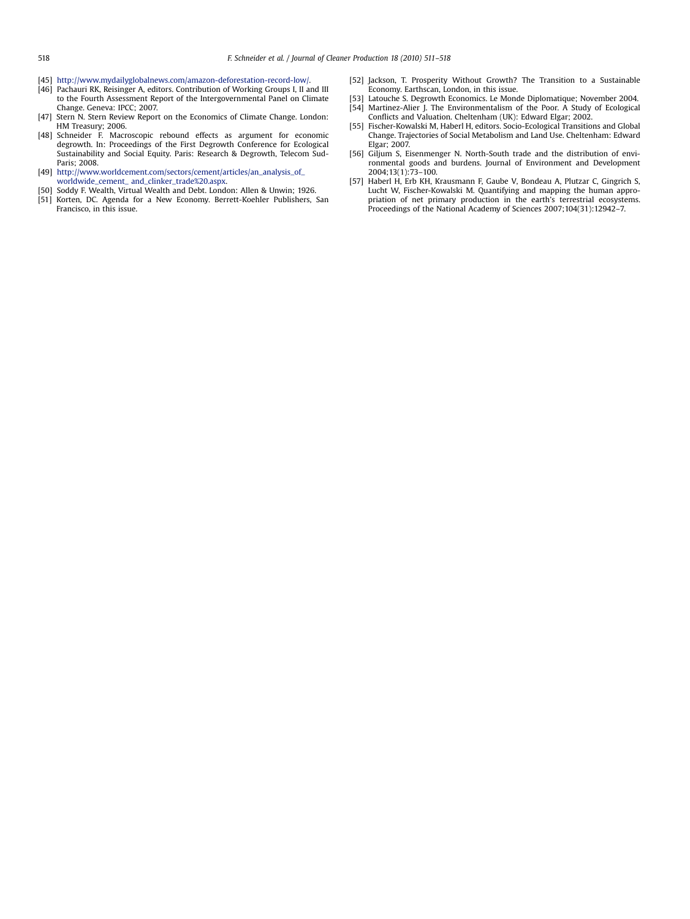[45] http://www.mydailyglobalnews.com/amazon-deforestation-record-low/.

[46] Pachauri RK, Reisinger A, editors. Contribution of Working Groups I, II and III to the Fourth Assessment Report of the Intergovernmental Panel on Climate Change. Geneva: IPCC; 2007.

[47] Stern N. Stern Review Report on the Economics of Climate Change. London: HM Treasury; 2006.

[48] Schneider F. Macroscopic rebound effects as argument for economic degrowth. In: Proceedings of the First Degrowth Conference for Ecological Sustainability and Social Equity. Paris: Research & Degrowth, Telecom Sud-Paris; 2008.

[49] http://www.worldcement.com/sectors/cement/articles/an_analysis_of_worldwide_cement_ and_clinker_trade%20.aspx.

[50] Soddy F. Wealth, Virtual Wealth and Debt. London: Allen & Unwin; 1926.

[51] Korten, DC. Agenda for a New Economy. Berrett-Koehler Publishers, San Francisco, in this issue.

[52] Jackson, T. Prosperity Without Growth? The Transition to a Sustainable Economy. Earthscan, London, in this issue.

[53] Latouche S. Degrowth Economics. Le Monde Diplomatique; November 2004.

[54] Martinez-Alier J. The Environmentalism of the Poor. A Study of Ecological Conflicts and Valuation. Cheltenham (UK): Edward Elgar; 2002.

[55] Fischer-Kowalski M, Haberl H, editors. Socio-Ecological Transitions and Global Change. Trajectories of Social Metabolism and Land Use. Cheltenham: Edward Elgar; 2007.

[56] Giljum S, Eisenmenger N. North-South trade and the distribution of environmental goods and burdens. Journal of Environment and Development 2004;13(1):73–100.

[57] Haberl H, Erb KH, Krausmann F, Gaube V, Bondeau A, Plutzar C, Gingrich S, Lucht W, Fischer-Kowalski M. Quantifying and mapping the human appropriation of net primary production in the earth's terrestrial ecosystems. Proceedings of the National Academy of Sciences 2007;104(31):12942–7.